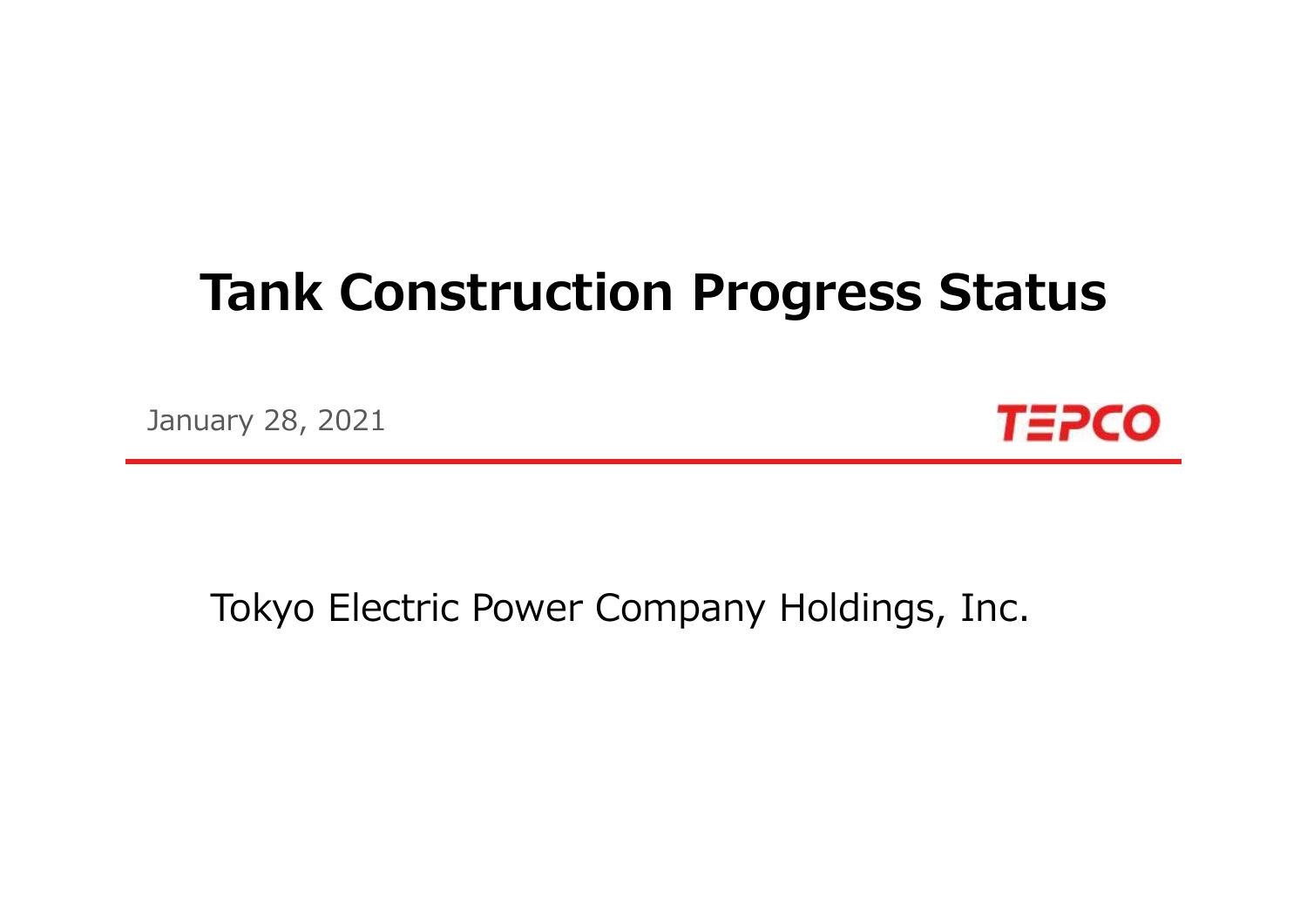# Tank Construction Progress Status

January 28, 2021

TEPCO

Tokyo Electric Power Company Holdings, Inc.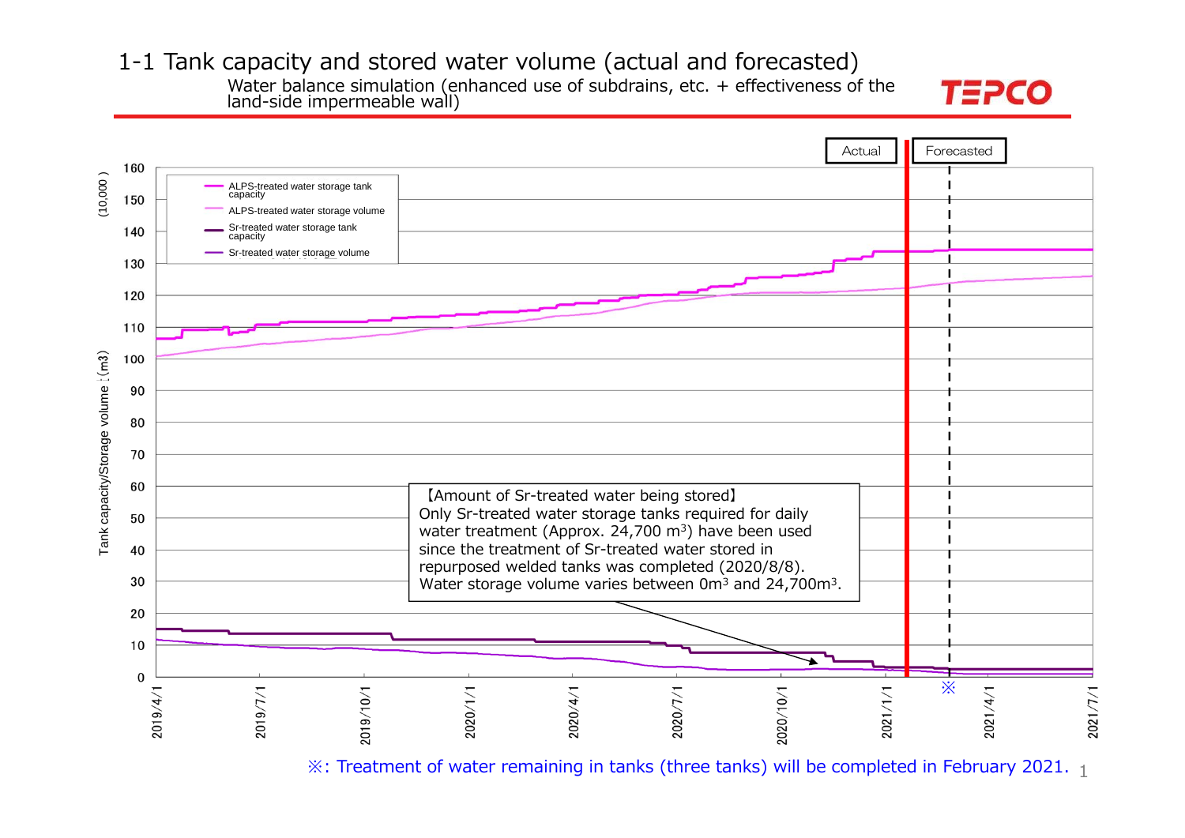# 1-1 Tank capacity and stored water volume (actual and forecasted)

Water balance simulation (enhanced use of subdrains, etc. + effectiveness of the land-side impermeable wall)

Actual | Forecasted

Tank capacity/Storage volume (m3) (10,000)

- ALPS-treated water storage tank capacity
- ALPS-treated water storage volume
- Sr-treated water storage tank capacity
- Sr-treated water storage volume

【Amount of Sr-treated water being stored】
Only Sr-treated water storage tanks required for daily water treatment (Approx. 24,700 $m^3$) have been used since the treatment of Sr-treated water stored in repurposed welded tanks was completed (2020/8/8).
Water storage volume varies between $0m^3$ and $24,700m^3$.

※: Treatment of water remaining in tanks (three tanks) will be completed in February 2021.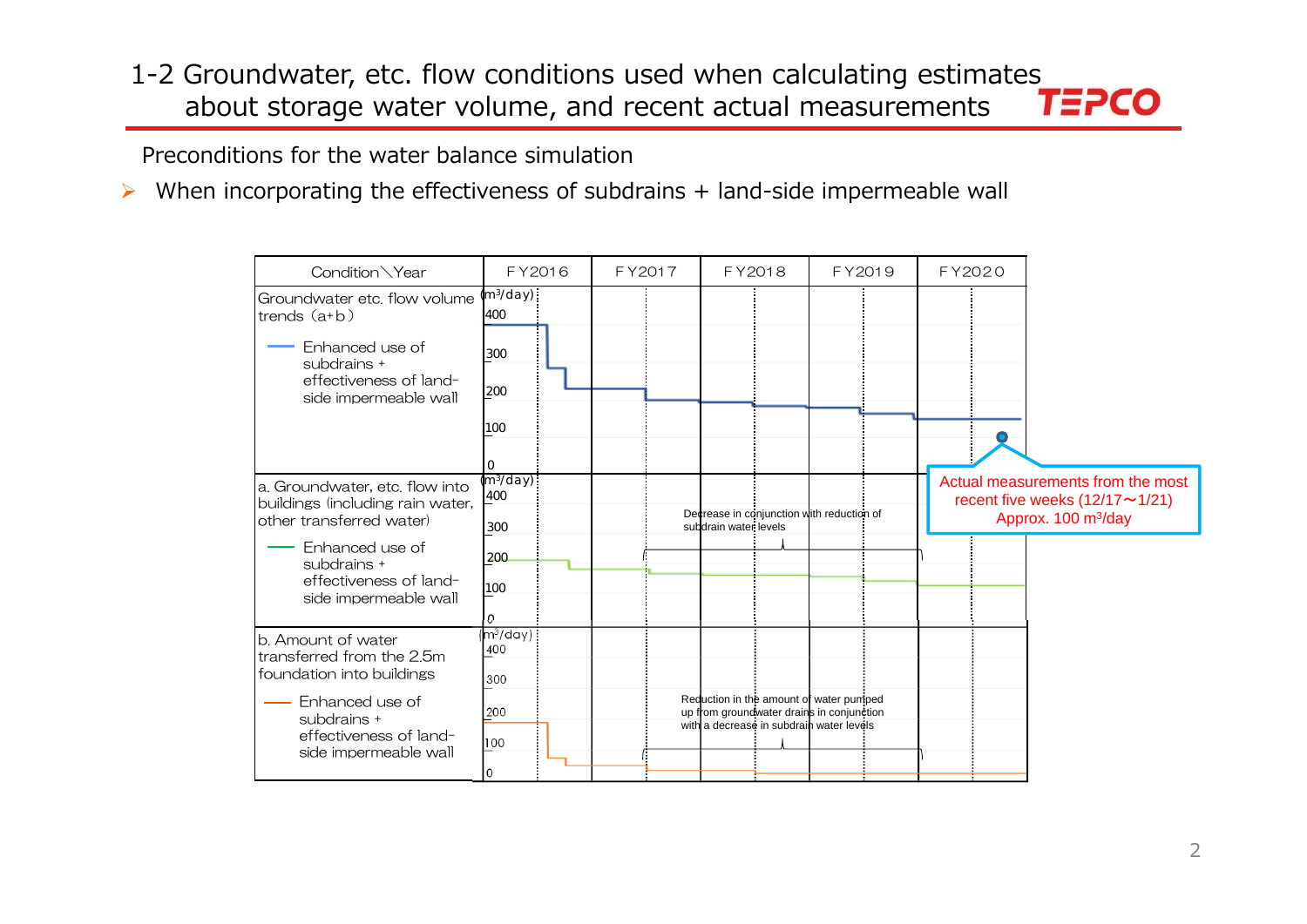# 1-2 Groundwater, etc. flow conditions used when calculating estimates about storage water volume, and recent actual measurements

Preconditions for the water balance simulation

- When incorporating the effectiveness of subdrains + land-side impermeable wall

| Condition＼Year | FY2016 | FY2017 | FY2018 | FY2019 | FY2020 |
|---|---|---|---|---|---|
| Groundwater etc. flow volume trends (a+b) — Enhanced use of subdrains + effectiveness of land-side impermeable wall | (m³/day) 400, 300, 200, 100, 0 | | | | |
| a. Groundwater, etc. flow into buildings (including rain water, other transferred water) — Enhanced use of subdrains + effectiveness of land-side impermeable wall | (m³/day) 400, 300, 200, 100, 0 | Decrease in conjunction with reduction of subdrain water levels | | | |
| b. Amount of water transferred from the 2.5m foundation into buildings — Enhanced use of subdrains + effectiveness of land-side impermeable wall | (m³/day) 400, 300, 200, 100, 0 | Reduction in the amount of water pumped up from groundwater drains in conjunction with a decrease in subdrain water levels | | | |

Actual measurements from the most recent five weeks (12/17～1/21) Approx. 100 m³/day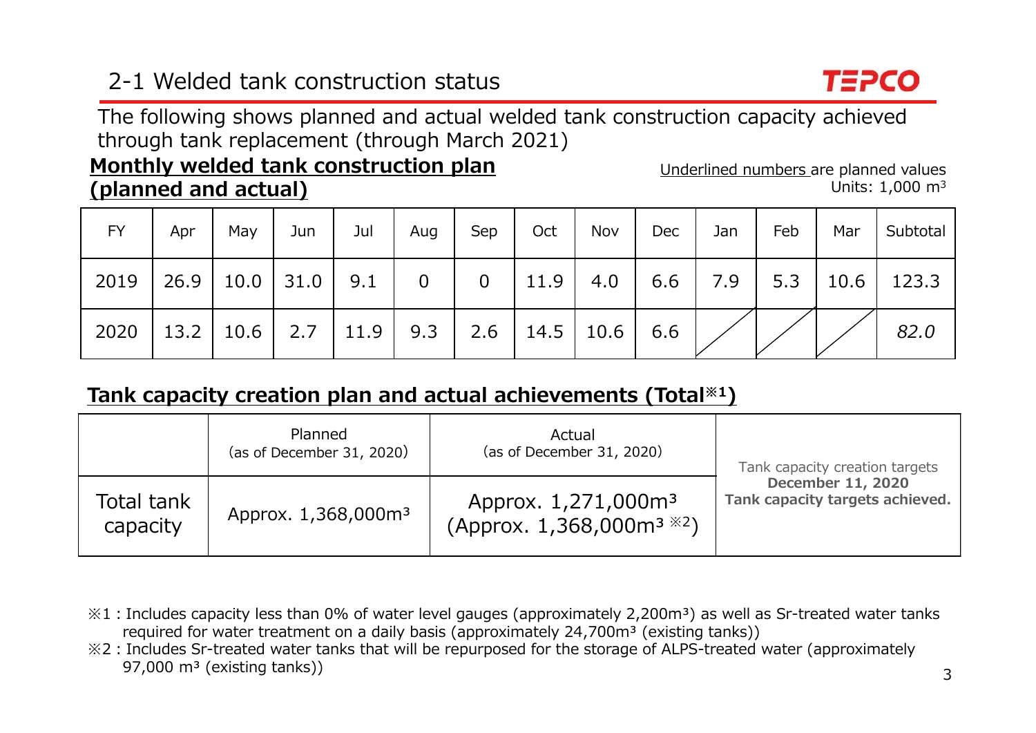## 2-1 Welded tank construction status

The following shows planned and actual welded tank construction capacity achieved through tank replacement (through March 2021)

**Monthly welded tank construction plan (planned and actual)**

Underlined numbers are planned values
Units: 1,000 $m^3$

| FY | Apr | May | Jun | Jul | Aug | Sep | Oct | Nov | Dec | Jan | Feb | Mar | Subtotal |
|---|---|---|---|---|---|---|---|---|---|---|---|---|---|
| 2019 | 26.9 | 10.0 | 31.0 | 9.1 | 0 | 0 | 11.9 | 4.0 | 6.6 | 7.9 | 5.3 | 10.6 | 123.3 |
| 2020 | 13.2 | 10.6 | 2.7 | 11.9 | 9.3 | 2.6 | 14.5 | 10.6 | 6.6 | | | | *82.0* |

**Tank capacity creation plan and actual achievements (Total※1)**

| | Planned (as of December 31, 2020) | Actual (as of December 31, 2020) | Tank capacity creation targets |
|---|---|---|---|
| Total tank capacity | Approx. 1,368,000 $m^3$ | Approx. 1,271,000 $m^3$ (Approx. 1,368,000 $m^3$ ※2) | **December 11, 2020 Tank capacity targets achieved.** |

※1 : Includes capacity less than 0% of water level gauges (approximately 2,200 $m^3$) as well as Sr-treated water tanks required for water treatment on a daily basis (approximately 24,700 $m^3$ (existing tanks))

※2 : Includes Sr-treated water tanks that will be repurposed for the storage of ALPS-treated water (approximately 97,000 $m^3$ (existing tanks))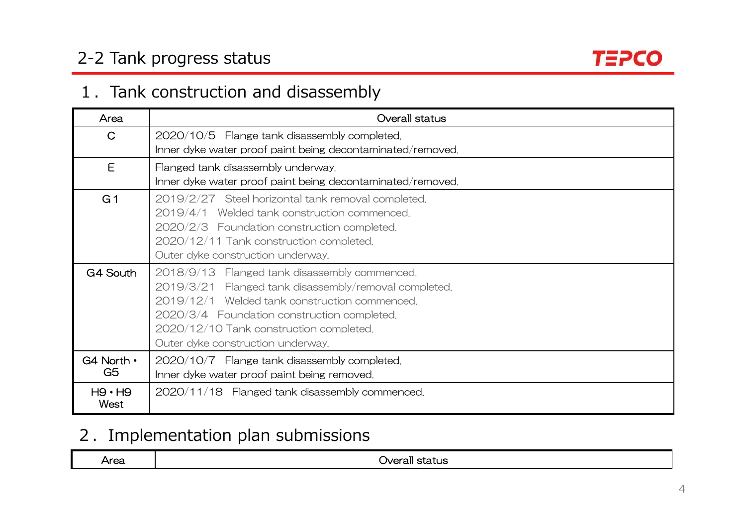## 2-2 Tank progress status

### 1． Tank construction and disassembly

| Area | Overall status |
|---|---|
| C | 2020/10/5 Flange tank disassembly completed.<br>Inner dyke water proof paint being decontaminated/removed. |
| E | Flanged tank disassembly underway.<br>Inner dyke water proof paint being decontaminated/removed. |
| G1 | 2019/2/27 Steel horizontal tank removal completed.<br>2019/4/1 Welded tank construction commenced.<br>2020/2/3 Foundation construction completed.<br>2020/12/11 Tank construction completed.<br>Outer dyke construction underway. |
| G4 South | 2018/9/13 Flanged tank disassembly commenced.<br>2019/3/21 Flanged tank disassembly/removal completed.<br>2019/12/1 Welded tank construction commenced.<br>2020/3/4 Foundation construction completed.<br>2020/12/10 Tank construction completed.<br>Outer dyke construction underway. |
| G4 North・G5 | 2020/10/7 Flange tank disassembly completed.<br>Inner dyke water proof paint being removed. |
| H9・H9 West | 2020/11/18 Flanged tank disassembly commenced. |

### 2． Implementation plan submissions

| Area | Overall status |
|---|---|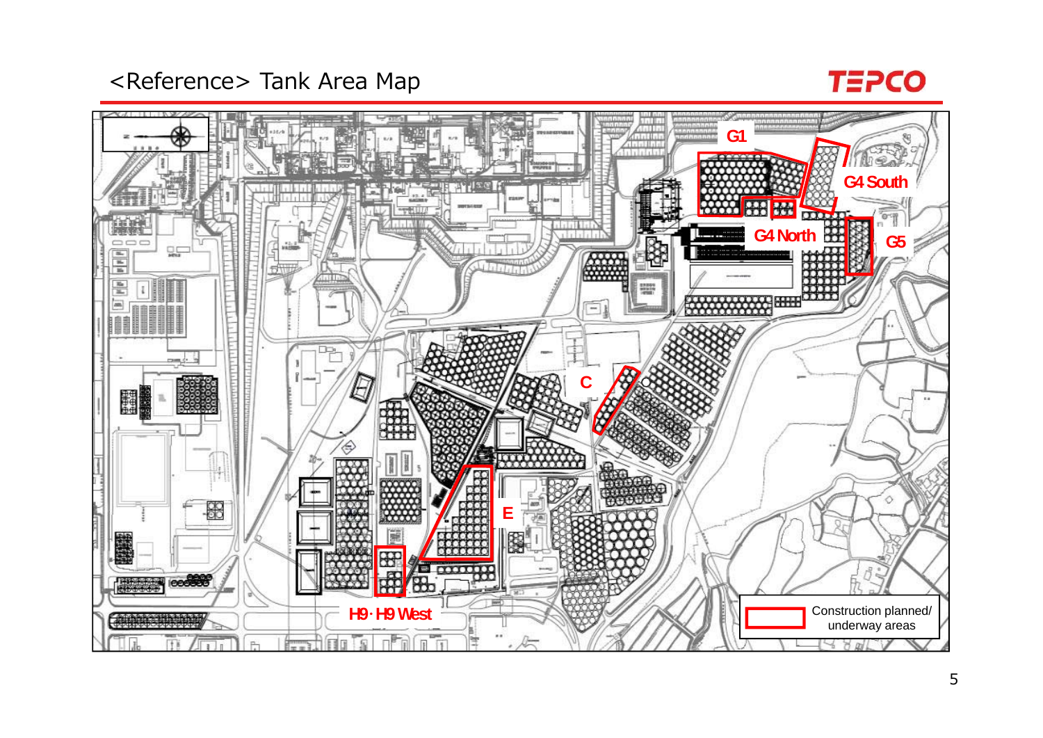# <Reference> Tank Area Map

G1

G4 South

G4 North

G5

C

E

H9･H9 West

Construction planned/ underway areas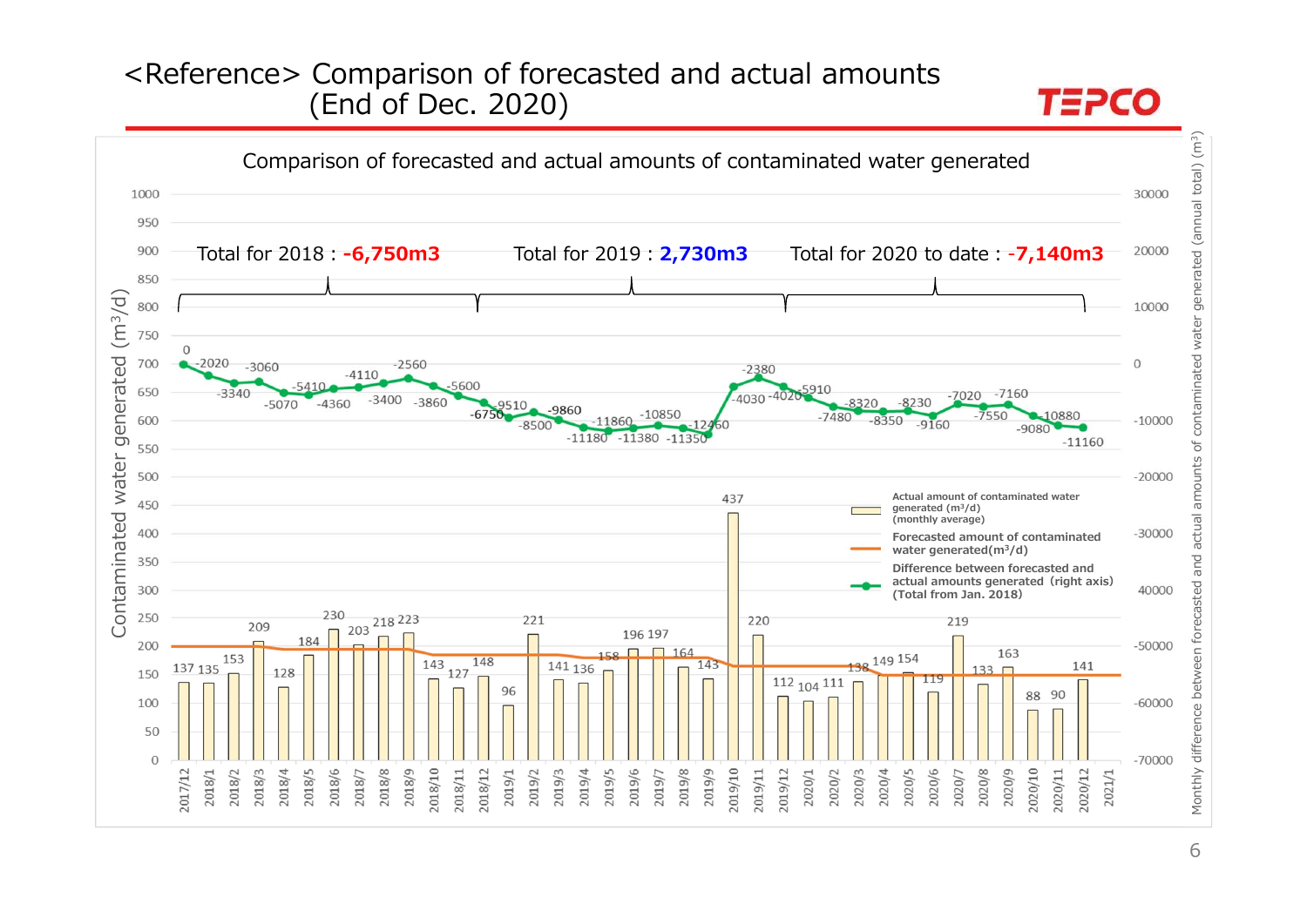# <Reference> Comparison of forecasted and actual amounts (End of Dec. 2020)

TEPCO

Comparison of forecasted and actual amounts of contaminated water generated

Total for 2018 : -6,750m3

Total for 2019 : 2,730m3

Total for 2020 to date : -7,140m3

Contaminated water generated (m³/d)

Monthly difference between forecasted and actual amounts of contaminated water generated (annual total) (m³)

Actual amount of contaminated water generated (m³/d) (monthly average)

Forecasted amount of contaminated water generated(m³/d)

Difference between forecasted and actual amounts generated (right axis) (Total from Jan. 2018)

0, -2020, -3340, -3060, -5070, -5410, -4360, -4110, -3400, -2560, -3860, -5600, -6750, -9510, -8500, -9860, -11180, -11860, -11380, -10850, -11350, -12460, -4030, -2380, -4020, -5910, -7480, -8320, -8350, -8230, -9160, -7020, -7550, -7160, -9080, -10880, -11160

137, 135, 153, 209, 128, 184, 230, 203, 218, 223, 143, 127, 148, 96, 221, 141, 136, 158, 196, 197, 164, 143, 437, 220, 112, 104, 111, 138, 149, 154, 119, 219, 133, 163, 88, 90, 141

2017/12, 2018/1, 2018/2, 2018/3, 2018/4, 2018/5, 2018/6, 2018/7, 2018/8, 2018/9, 2018/10, 2018/11, 2018/12, 2019/1, 2019/2, 2019/3, 2019/4, 2019/5, 2019/6, 2019/7, 2019/8, 2019/9, 2019/10, 2019/11, 2019/12, 2020/1, 2020/2, 2020/3, 2020/4, 2020/5, 2020/6, 2020/7, 2020/8, 2020/9, 2020/10, 2020/11, 2020/12, 2021/1